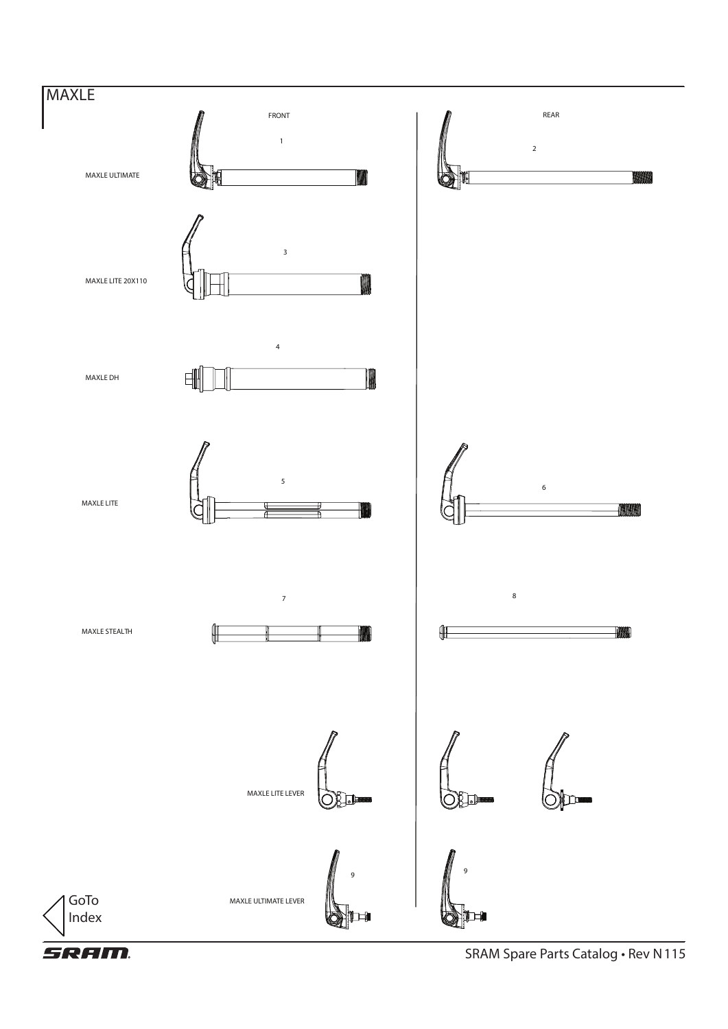# MAXLE

FRONT

REAR

MAXLE ULTIMATE

1

2

MAXLE LITE 20X110

3

MAXLE DH

4

MAXLE LITE

5

6

MAXLE STEALTH

7

8

MAXLE LITE LEVER

MAXLE ULTIMATE LEVER

9

9

GoTo Index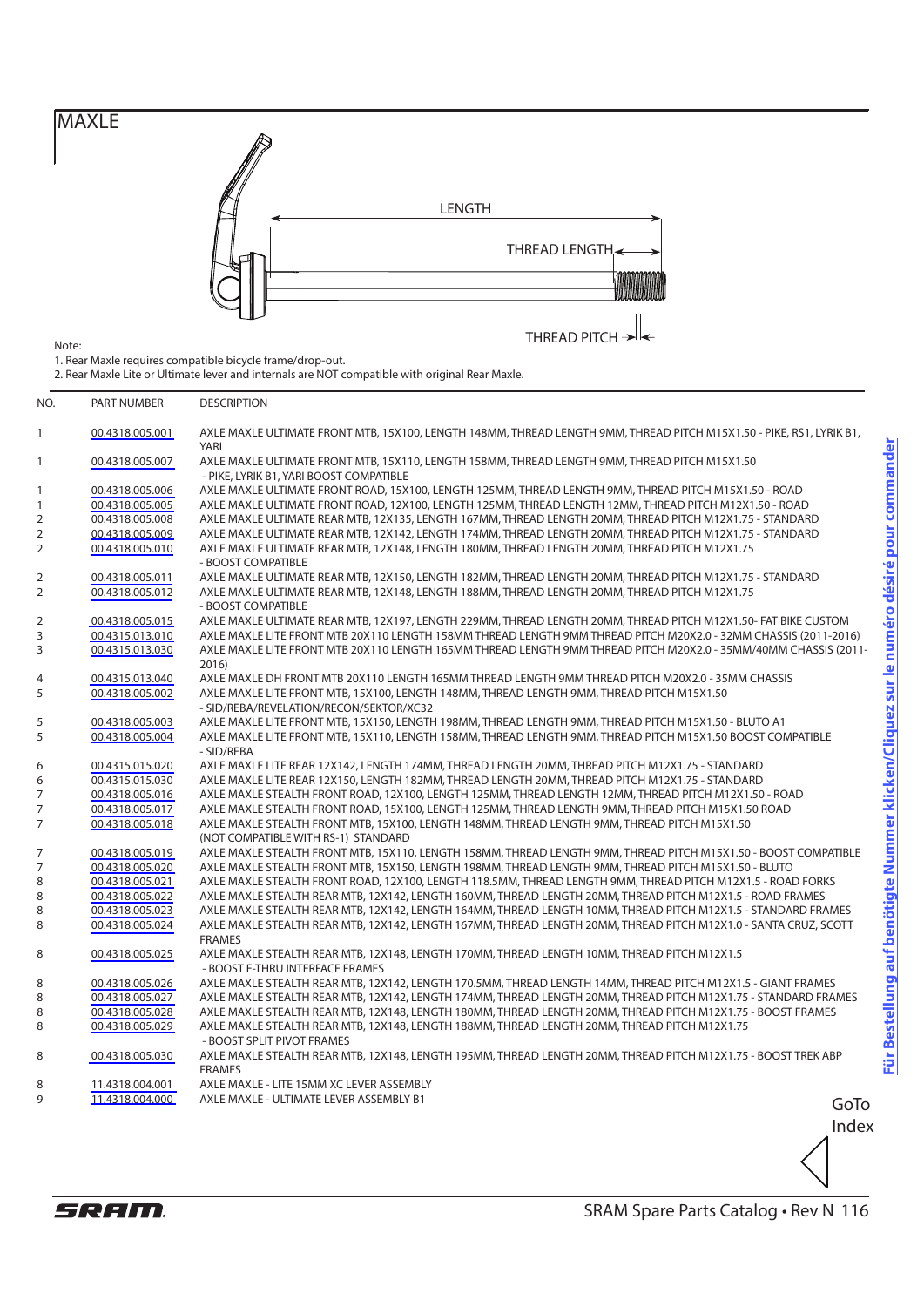# MAXLE

LENGTH

THREAD LENGTH

THREAD PITCH

Note:

1. Rear Maxle requires compatible bicycle frame/drop-out.
2. Rear Maxle Lite or Ultimate lever and internals are NOT compatible with original Rear Maxle.

| NO. | PART NUMBER | DESCRIPTION |
|---|---|---|
| 1 | 00.4318.005.001 | AXLE MAXLE ULTIMATE FRONT MTB, 15X100, LENGTH 148MM, THREAD LENGTH 9MM, THREAD PITCH M15X1.50 - PIKE, RS1, LYRIK B1, YARI |
| 1 | 00.4318.005.007 | AXLE MAXLE ULTIMATE FRONT MTB, 15X110, LENGTH 158MM, THREAD LENGTH 9MM, THREAD PITCH M15X1.50 - PIKE, LYRIK B1, YARI BOOST COMPATIBLE |
| 1 | 00.4318.005.006 | AXLE MAXLE ULTIMATE FRONT ROAD, 15X100, LENGTH 125MM, THREAD LENGTH 9MM, THREAD PITCH M15X1.50 - ROAD |
| 1 | 00.4318.005.005 | AXLE MAXLE ULTIMATE FRONT ROAD, 12X100, LENGTH 125MM, THREAD LENGTH 12MM, THREAD PITCH M12X1.50 - ROAD |
| 2 | 00.4318.005.008 | AXLE MAXLE ULTIMATE REAR MTB, 12X135, LENGTH 167MM, THREAD LENGTH 20MM, THREAD PITCH M12X1.75 - STANDARD |
| 2 | 00.4318.005.009 | AXLE MAXLE ULTIMATE REAR MTB, 12X142, LENGTH 174MM, THREAD LENGTH 20MM, THREAD PITCH M12X1.75 - STANDARD |
| 2 | 00.4318.005.010 | AXLE MAXLE ULTIMATE REAR MTB, 12X148, LENGTH 180MM, THREAD LENGTH 20MM, THREAD PITCH M12X1.75 - BOOST COMPATIBLE |
| 2 | 00.4318.005.011 | AXLE MAXLE ULTIMATE REAR MTB, 12X150, LENGTH 182MM, THREAD LENGTH 20MM, THREAD PITCH M12X1.75 - STANDARD |
| 2 | 00.4318.005.012 | AXLE MAXLE ULTIMATE REAR MTB, 12X148, LENGTH 188MM, THREAD LENGTH 20MM, THREAD PITCH M12X1.75 - BOOST COMPATIBLE |
| 2 | 00.4318.005.015 | AXLE MAXLE ULTIMATE REAR MTB, 12X197, LENGTH 229MM, THREAD LENGTH 20MM, THREAD PITCH M12X1.50- FAT BIKE CUSTOM |
| 3 | 00.4315.013.010 | AXLE MAXLE LITE FRONT MTB 20X110 LENGTH 158MM THREAD LENGTH 9MM THREAD PITCH M20X2.0 - 32MM CHASSIS (2011-2016) |
| 3 | 00.4315.013.030 | AXLE MAXLE LITE FRONT MTB 20X110 LENGTH 165MM THREAD LENGTH 9MM THREAD PITCH M20X2.0 - 35MM/40MM CHASSIS (2011-2016) |
| 4 | 00.4315.013.040 | AXLE MAXLE DH FRONT MTB 20X110 LENGTH 165MM THREAD LENGTH 9MM THREAD PITCH M20X2.0 - 35MM CHASSIS |
| 5 | 00.4318.005.002 | AXLE MAXLE LITE FRONT MTB, 15X100, LENGTH 148MM, THREAD LENGTH 9MM, THREAD PITCH M15X1.50 - SID/REBA/REVELATION/RECON/SEKTOR/XC32 |
| 5 | 00.4318.005.003 | AXLE MAXLE LITE FRONT MTB, 15X150, LENGTH 198MM, THREAD LENGTH 9MM, THREAD PITCH M15X1.50 - BLUTO A1 |
| 5 | 00.4318.005.004 | AXLE MAXLE LITE FRONT MTB, 15X110, LENGTH 158MM, THREAD LENGTH 9MM, THREAD PITCH M15X1.50 BOOST COMPATIBLE - SID/REBA |
| 6 | 00.4315.015.020 | AXLE MAXLE LITE REAR 12X142, LENGTH 174MM, THREAD LENGTH 20MM, THREAD PITCH M12X1.75 - STANDARD |
| 6 | 00.4315.015.030 | AXLE MAXLE LITE REAR 12X150, LENGTH 182MM, THREAD LENGTH 20MM, THREAD PITCH M12X1.75 - STANDARD |
| 7 | 00.4318.005.016 | AXLE MAXLE STEALTH FRONT ROAD, 12X100, LENGTH 125MM, THREAD LENGTH 12MM, THREAD PITCH M12X1.50 - ROAD |
| 7 | 00.4318.005.017 | AXLE MAXLE STEALTH FRONT ROAD, 15X100, LENGTH 125MM, THREAD LENGTH 9MM, THREAD PITCH M15X1.50 ROAD |
| 7 | 00.4318.005.018 | AXLE MAXLE STEALTH FRONT MTB, 15X100, LENGTH 148MM, THREAD LENGTH 9MM, THREAD PITCH M15X1.50 (NOT COMPATIBLE WITH RS-1) STANDARD |
| 7 | 00.4318.005.019 | AXLE MAXLE STEALTH FRONT MTB, 15X110, LENGTH 158MM, THREAD LENGTH 9MM, THREAD PITCH M15X1.50 - BOOST COMPATIBLE |
| 7 | 00.4318.005.020 | AXLE MAXLE STEALTH FRONT MTB, 15X150, LENGTH 198MM, THREAD LENGTH 9MM, THREAD PITCH M15X1.50 - BLUTO |
| 8 | 00.4318.005.021 | AXLE MAXLE STEALTH FRONT ROAD, 12X100, LENGTH 118.5MM, THREAD LENGTH 9MM, THREAD PITCH M12X1.5 - ROAD FORKS |
| 8 | 00.4318.005.022 | AXLE MAXLE STEALTH REAR MTB, 12X142, LENGTH 160MM, THREAD LENGTH 20MM, THREAD PITCH M12X1.5 - ROAD FRAMES |
| 8 | 00.4318.005.023 | AXLE MAXLE STEALTH REAR MTB, 12X142, LENGTH 164MM, THREAD LENGTH 10MM, THREAD PITCH M12X1.5 - STANDARD FRAMES |
| 8 | 00.4318.005.024 | AXLE MAXLE STEALTH REAR MTB, 12X142, LENGTH 167MM, THREAD LENGTH 20MM, THREAD PITCH M12X1.0 - SANTA CRUZ, SCOTT FRAMES |
| 8 | 00.4318.005.025 | AXLE MAXLE STEALTH REAR MTB, 12X148, LENGTH 170MM, THREAD LENGTH 10MM, THREAD PITCH M12X1.5 - BOOST E-THRU INTERFACE FRAMES |
| 8 | 00.4318.005.026 | AXLE MAXLE STEALTH REAR MTB, 12X142, LENGTH 170.5MM, THREAD LENGTH 14MM, THREAD PITCH M12X1.5 - GIANT FRAMES |
| 8 | 00.4318.005.027 | AXLE MAXLE STEALTH REAR MTB, 12X142, LENGTH 174MM, THREAD LENGTH 20MM, THREAD PITCH M12X1.75 - STANDARD FRAMES |
| 8 | 00.4318.005.028 | AXLE MAXLE STEALTH REAR MTB, 12X148, LENGTH 180MM, THREAD LENGTH 20MM, THREAD PITCH M12X1.75 - BOOST FRAMES |
| 8 | 00.4318.005.029 | AXLE MAXLE STEALTH REAR MTB, 12X148, LENGTH 188MM, THREAD LENGTH 20MM, THREAD PITCH M12X1.75 - BOOST SPLIT PIVOT FRAMES |
| 8 | 00.4318.005.030 | AXLE MAXLE STEALTH REAR MTB, 12X148, LENGTH 195MM, THREAD LENGTH 20MM, THREAD PITCH M12X1.75 - BOOST TREK ABP FRAMES |
| 8 | 11.4318.004.001 | AXLE MAXLE - LITE 15MM XC LEVER ASSEMBLY |
| 9 | 11.4318.004.000 | AXLE MAXLE - ULTIMATE LEVER ASSEMBLY B1 |

GoTo Index

Für Bestellung auf benötigte Nummer klicken/Cliquez sur le numéro désiré pour commander